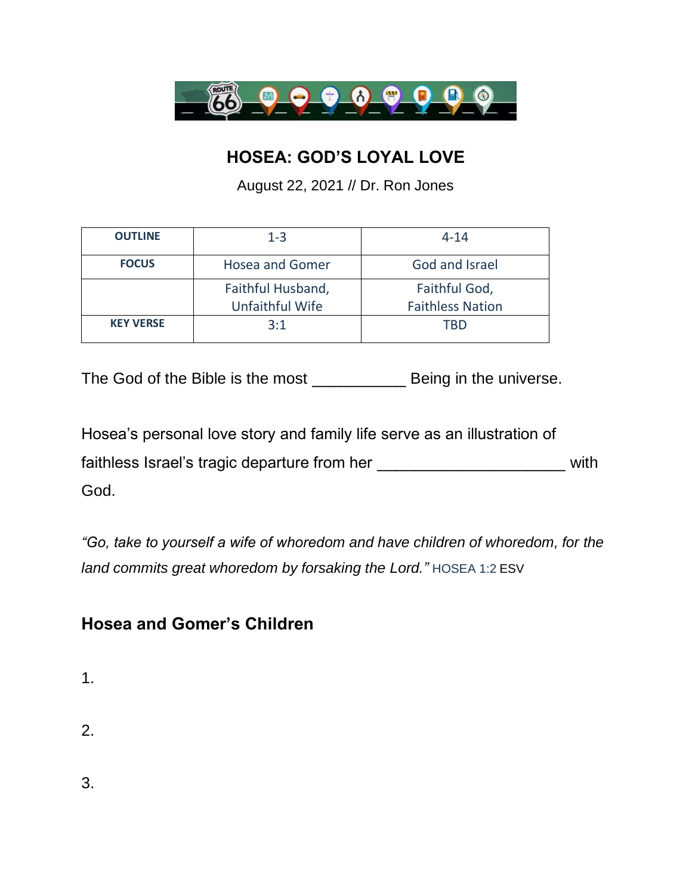# HOSEA: GOD'S LOYAL LOVE

August 22, 2021 // Dr. Ron Jones

| OUTLINE | 1-3 | 4-14 |
|---|---|---|
| FOCUS | Hosea and Gomer | God and Israel |
| | Faithful Husband, Unfaithful Wife | Faithful God, Faithless Nation |
| KEY VERSE | 3:1 | TBD |

The God of the Bible is the most __________ Being in the universe.

Hosea's personal love story and family life serve as an illustration of faithless Israel's tragic departure from her ____________________ with God.

*"Go, take to yourself a wife of whoredom and have children of whoredom, for the land commits great whoredom by forsaking the Lord."* HOSEA 1:2 ESV

## Hosea and Gomer's Children

1.

2.

3.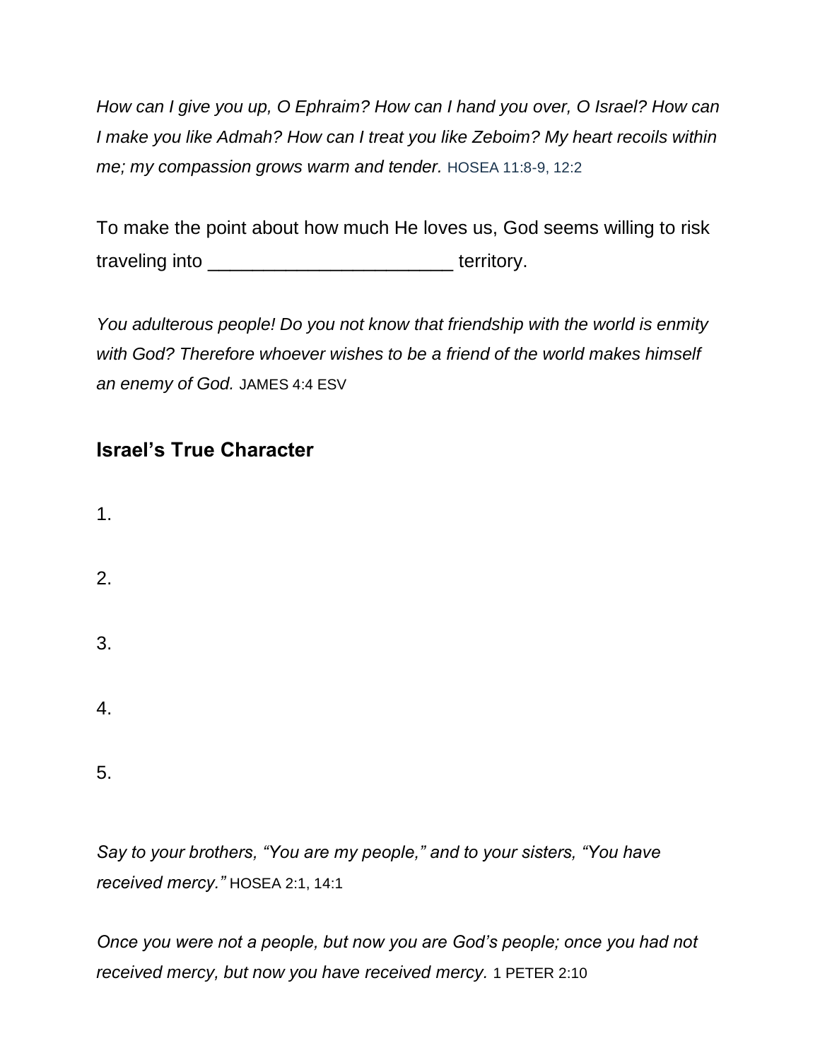*How can I give you up, O Ephraim? How can I hand you over, O Israel? How can I make you like Admah? How can I treat you like Zeboim? My heart recoils within me; my compassion grows warm and tender.* HOSEA 11:8-9, 12:2

To make the point about how much He loves us, God seems willing to risk traveling into _______________________ territory.

*You adulterous people! Do you not know that friendship with the world is enmity with God? Therefore whoever wishes to be a friend of the world makes himself an enemy of God.* JAMES 4:4 ESV

## Israel's True Character

1.

2.

3.

4.

5.

*Say to your brothers, "You are my people," and to your sisters, "You have received mercy."* HOSEA 2:1, 14:1

*Once you were not a people, but now you are God's people; once you had not received mercy, but now you have received mercy.* 1 PETER 2:10